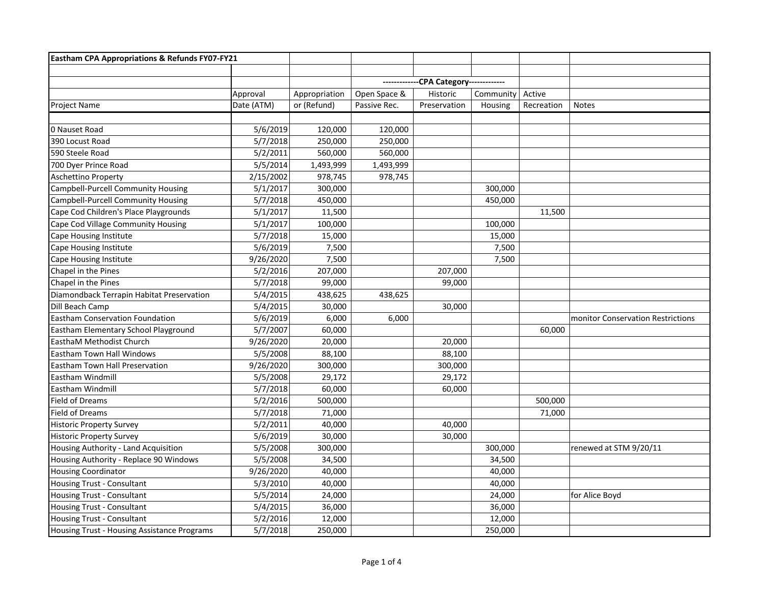| Eastham CPA Appropriations & Refunds FY07-FY21 | | | | | | | |
|---|---|---|---|---|---|---|---|
| | | | -------------CPA Category------------- | | | | |
| | Approval | Appropriation | Open Space & | Historic | Community | Active | |
| Project Name | Date (ATM) | or (Refund) | Passive Rec. | Preservation | Housing | Recreation | Notes |
| 0 Nauset Road | 5/6/2019 | 120,000 | 120,000 | | | | |
| 390 Locust Road | 5/7/2018 | 250,000 | 250,000 | | | | |
| 590 Steele Road | 5/2/2011 | 560,000 | 560,000 | | | | |
| 700 Dyer Prince Road | 5/5/2014 | 1,493,999 | 1,493,999 | | | | |
| Aschettino Property | 2/15/2002 | 978,745 | 978,745 | | | | |
| Campbell-Purcell Community Housing | 5/1/2017 | 300,000 | | | 300,000 | | |
| Campbell-Purcell Community Housing | 5/7/2018 | 450,000 | | | 450,000 | | |
| Cape Cod Children's Place Playgrounds | 5/1/2017 | 11,500 | | | | 11,500 | |
| Cape Cod Village Community Housing | 5/1/2017 | 100,000 | | | 100,000 | | |
| Cape Housing Institute | 5/7/2018 | 15,000 | | | 15,000 | | |
| Cape Housing Institute | 5/6/2019 | 7,500 | | | 7,500 | | |
| Cape Housing Institute | 9/26/2020 | 7,500 | | | 7,500 | | |
| Chapel in the Pines | 5/2/2016 | 207,000 | | 207,000 | | | |
| Chapel in the Pines | 5/7/2018 | 99,000 | | 99,000 | | | |
| Diamondback Terrapin Habitat Preservation | 5/4/2015 | 438,625 | 438,625 | | | | |
| Dill Beach Camp | 5/4/2015 | 30,000 | | 30,000 | | | |
| Eastham Conservation Foundation | 5/6/2019 | 6,000 | 6,000 | | | | monitor Conservation Restrictions |
| Eastham Elementary School Playground | 5/7/2007 | 60,000 | | | | 60,000 | |
| EasthaM Methodist Church | 9/26/2020 | 20,000 | | 20,000 | | | |
| Eastham Town Hall Windows | 5/5/2008 | 88,100 | | 88,100 | | | |
| Eastham Town Hall Preservation | 9/26/2020 | 300,000 | | 300,000 | | | |
| Eastham Windmill | 5/5/2008 | 29,172 | | 29,172 | | | |
| Eastham Windmill | 5/7/2018 | 60,000 | | 60,000 | | | |
| Field of Dreams | 5/2/2016 | 500,000 | | | | 500,000 | |
| Field of Dreams | 5/7/2018 | 71,000 | | | | 71,000 | |
| Historic Property Survey | 5/2/2011 | 40,000 | | 40,000 | | | |
| Historic Property Survey | 5/6/2019 | 30,000 | | 30,000 | | | |
| Housing Authority - Land Acquisition | 5/5/2008 | 300,000 | | | 300,000 | | renewed at STM 9/20/11 |
| Housing Authority - Replace 90 Windows | 5/5/2008 | 34,500 | | | 34,500 | | |
| Housing Coordinator | 9/26/2020 | 40,000 | | | 40,000 | | |
| Housing Trust - Consultant | 5/3/2010 | 40,000 | | | 40,000 | | |
| Housing Trust - Consultant | 5/5/2014 | 24,000 | | | 24,000 | | for Alice Boyd |
| Housing Trust - Consultant | 5/4/2015 | 36,000 | | | 36,000 | | |
| Housing Trust - Consultant | 5/2/2016 | 12,000 | | | 12,000 | | |
| Housing Trust - Housing Assistance Programs | 5/7/2018 | 250,000 | | | 250,000 | | |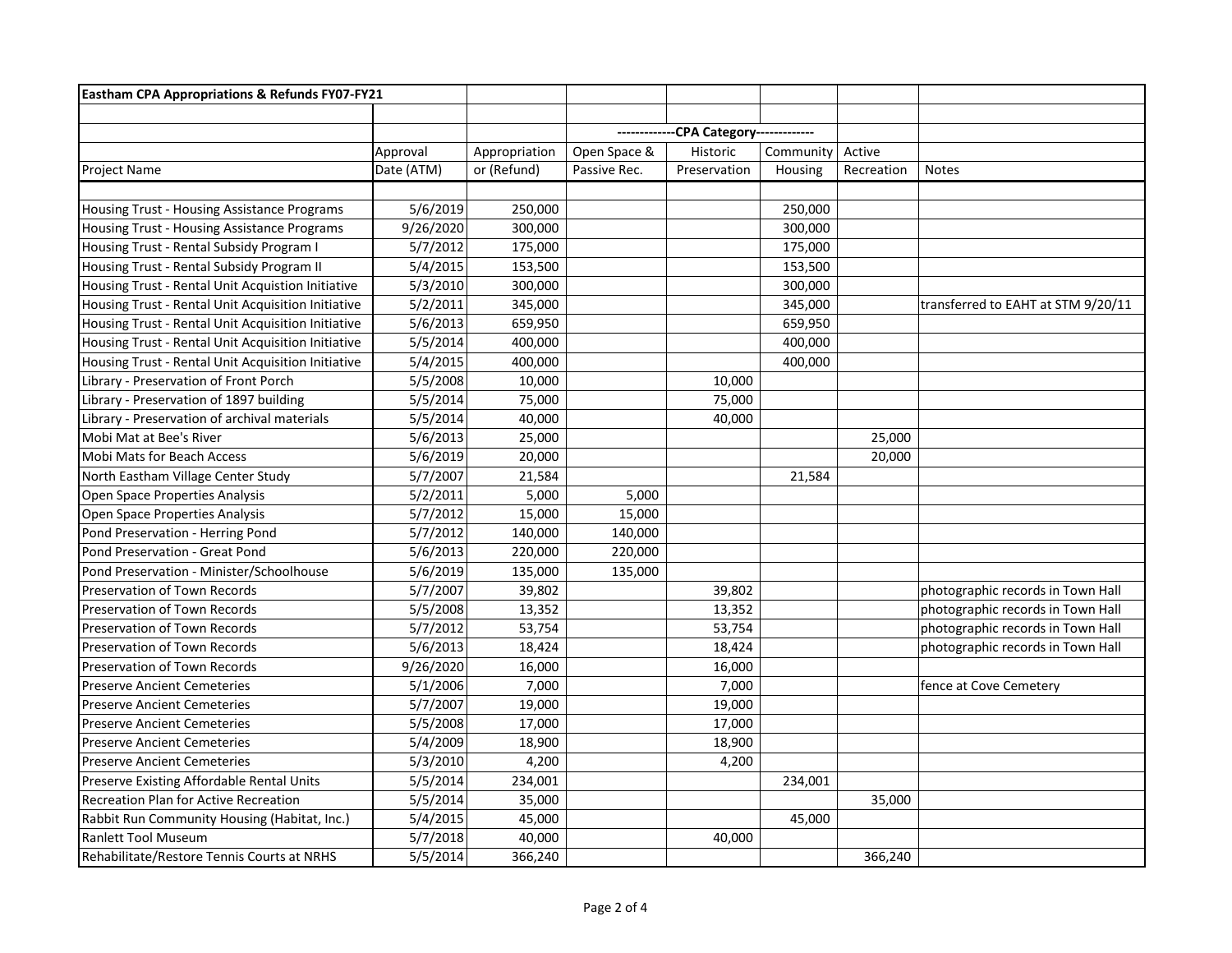| Eastham CPA Appropriations & Refunds FY07-FY21 | | | | | | | |
|---|---|---|---|---|---|---|---|
| | | | -------------CPA Category------------- | | | | |
| | Approval | Appropriation | Open Space & | Historic | Community | Active | |
| Project Name | Date (ATM) | or (Refund) | Passive Rec. | Preservation | Housing | Recreation | Notes |
| Housing Trust - Housing Assistance Programs | 5/6/2019 | 250,000 | | | 250,000 | | |
| Housing Trust - Housing Assistance Programs | 9/26/2020 | 300,000 | | | 300,000 | | |
| Housing Trust - Rental Subsidy Program I | 5/7/2012 | 175,000 | | | 175,000 | | |
| Housing Trust - Rental Subsidy Program II | 5/4/2015 | 153,500 | | | 153,500 | | |
| Housing Trust - Rental Unit Acquistion Initiative | 5/3/2010 | 300,000 | | | 300,000 | | |
| Housing Trust - Rental Unit Acquisition Initiative | 5/2/2011 | 345,000 | | | 345,000 | | transferred to EAHT at STM 9/20/11 |
| Housing Trust - Rental Unit Acquisition Initiative | 5/6/2013 | 659,950 | | | 659,950 | | |
| Housing Trust - Rental Unit Acquisition Initiative | 5/5/2014 | 400,000 | | | 400,000 | | |
| Housing Trust - Rental Unit Acquisition Initiative | 5/4/2015 | 400,000 | | | 400,000 | | |
| Library - Preservation of Front Porch | 5/5/2008 | 10,000 | | 10,000 | | | |
| Library - Preservation of 1897 building | 5/5/2014 | 75,000 | | 75,000 | | | |
| Library - Preservation of archival materials | 5/5/2014 | 40,000 | | 40,000 | | | |
| Mobi Mat at Bee's River | 5/6/2013 | 25,000 | | | | 25,000 | |
| Mobi Mats for Beach Access | 5/6/2019 | 20,000 | | | | 20,000 | |
| North Eastham Village Center Study | 5/7/2007 | 21,584 | | | 21,584 | | |
| Open Space Properties Analysis | 5/2/2011 | 5,000 | 5,000 | | | | |
| Open Space Properties Analysis | 5/7/2012 | 15,000 | 15,000 | | | | |
| Pond Preservation - Herring Pond | 5/7/2012 | 140,000 | 140,000 | | | | |
| Pond Preservation - Great Pond | 5/6/2013 | 220,000 | 220,000 | | | | |
| Pond Preservation - Minister/Schoolhouse | 5/6/2019 | 135,000 | 135,000 | | | | |
| Preservation of Town Records | 5/7/2007 | 39,802 | | 39,802 | | | photographic records in Town Hall |
| Preservation of Town Records | 5/5/2008 | 13,352 | | 13,352 | | | photographic records in Town Hall |
| Preservation of Town Records | 5/7/2012 | 53,754 | | 53,754 | | | photographic records in Town Hall |
| Preservation of Town Records | 5/6/2013 | 18,424 | | 18,424 | | | photographic records in Town Hall |
| Preservation of Town Records | 9/26/2020 | 16,000 | | 16,000 | | | |
| Preserve Ancient Cemeteries | 5/1/2006 | 7,000 | | 7,000 | | | fence at Cove Cemetery |
| Preserve Ancient Cemeteries | 5/7/2007 | 19,000 | | 19,000 | | | |
| Preserve Ancient Cemeteries | 5/5/2008 | 17,000 | | 17,000 | | | |
| Preserve Ancient Cemeteries | 5/4/2009 | 18,900 | | 18,900 | | | |
| Preserve Ancient Cemeteries | 5/3/2010 | 4,200 | | 4,200 | | | |
| Preserve Existing Affordable Rental Units | 5/5/2014 | 234,001 | | | 234,001 | | |
| Recreation Plan for Active Recreation | 5/5/2014 | 35,000 | | | | 35,000 | |
| Rabbit Run Community Housing (Habitat, Inc.) | 5/4/2015 | 45,000 | | | 45,000 | | |
| Ranlett Tool Museum | 5/7/2018 | 40,000 | | 40,000 | | | |
| Rehabilitate/Restore Tennis Courts at NRHS | 5/5/2014 | 366,240 | | | | 366,240 | |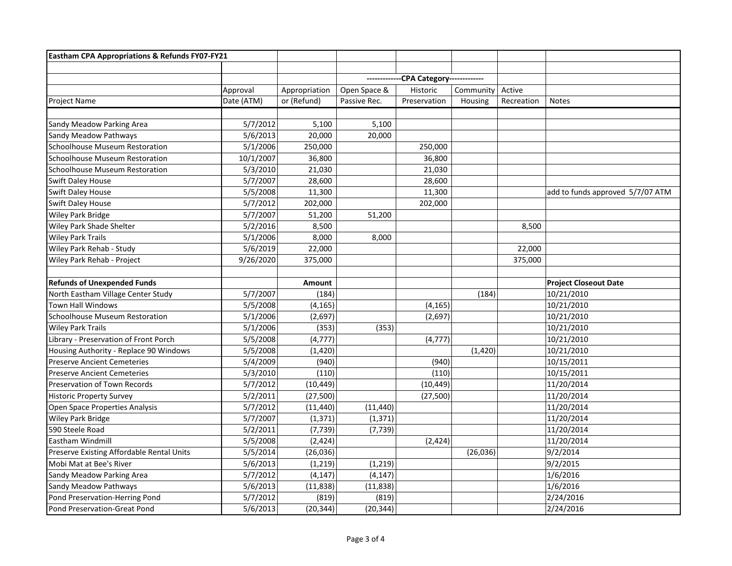| Eastham CPA Appropriations & Refunds FY07-FY21 | | | | | | | |
|---|---|---|---|---|---|---|---|
| | | | -------------CPA Category------------- | | | | |
| | Approval | Appropriation | Open Space & | Historic | Community | Active | |
| Project Name | Date (ATM) | or (Refund) | Passive Rec. | Preservation | Housing | Recreation | Notes |
| Sandy Meadow Parking Area | 5/7/2012 | 5,100 | 5,100 | | | | |
| Sandy Meadow Pathways | 5/6/2013 | 20,000 | 20,000 | | | | |
| Schoolhouse Museum Restoration | 5/1/2006 | 250,000 | | 250,000 | | | |
| Schoolhouse Museum Restoration | 10/1/2007 | 36,800 | | 36,800 | | | |
| Schoolhouse Museum Restoration | 5/3/2010 | 21,030 | | 21,030 | | | |
| Swift Daley House | 5/7/2007 | 28,600 | | 28,600 | | | |
| Swift Daley House | 5/5/2008 | 11,300 | | 11,300 | | | add to funds approved 5/7/07 ATM |
| Swift Daley House | 5/7/2012 | 202,000 | | 202,000 | | | |
| Wiley Park Bridge | 5/7/2007 | 51,200 | 51,200 | | | | |
| Wiley Park Shade Shelter | 5/2/2016 | 8,500 | | | | 8,500 | |
| Wiley Park Trails | 5/1/2006 | 8,000 | 8,000 | | | | |
| Wiley Park Rehab - Study | 5/6/2019 | 22,000 | | | | 22,000 | |
| Wiley Park Rehab - Project | 9/26/2020 | 375,000 | | | | 375,000 | |
| | | | | | | | |
| **Refunds of Unexpended Funds** | | **Amount** | | | | | **Project Closeout Date** |
| North Eastham Village Center Study | 5/7/2007 | (184) | | | (184) | | 10/21/2010 |
| Town Hall Windows | 5/5/2008 | (4,165) | | (4,165) | | | 10/21/2010 |
| Schoolhouse Museum Restoration | 5/1/2006 | (2,697) | | (2,697) | | | 10/21/2010 |
| Wiley Park Trails | 5/1/2006 | (353) | (353) | | | | 10/21/2010 |
| Library - Preservation of Front Porch | 5/5/2008 | (4,777) | | (4,777) | | | 10/21/2010 |
| Housing Authority - Replace 90 Windows | 5/5/2008 | (1,420) | | | (1,420) | | 10/21/2010 |
| Preserve Ancient Cemeteries | 5/4/2009 | (940) | | (940) | | | 10/15/2011 |
| Preserve Ancient Cemeteries | 5/3/2010 | (110) | | (110) | | | 10/15/2011 |
| Preservation of Town Records | 5/7/2012 | (10,449) | | (10,449) | | | 11/20/2014 |
| Historic Property Survey | 5/2/2011 | (27,500) | | (27,500) | | | 11/20/2014 |
| Open Space Properties Analysis | 5/7/2012 | (11,440) | (11,440) | | | | 11/20/2014 |
| Wiley Park Bridge | 5/7/2007 | (1,371) | (1,371) | | | | 11/20/2014 |
| 590 Steele Road | 5/2/2011 | (7,739) | (7,739) | | | | 11/20/2014 |
| Eastham Windmill | 5/5/2008 | (2,424) | | (2,424) | | | 11/20/2014 |
| Preserve Existing Affordable Rental Units | 5/5/2014 | (26,036) | | | (26,036) | | 9/2/2014 |
| Mobi Mat at Bee's River | 5/6/2013 | (1,219) | (1,219) | | | | 9/2/2015 |
| Sandy Meadow Parking Area | 5/7/2012 | (4,147) | (4,147) | | | | 1/6/2016 |
| Sandy Meadow Pathways | 5/6/2013 | (11,838) | (11,838) | | | | 1/6/2016 |
| Pond Preservation-Herring Pond | 5/7/2012 | (819) | (819) | | | | 2/24/2016 |
| Pond Preservation-Great Pond | 5/6/2013 | (20,344) | (20,344) | | | | 2/24/2016 |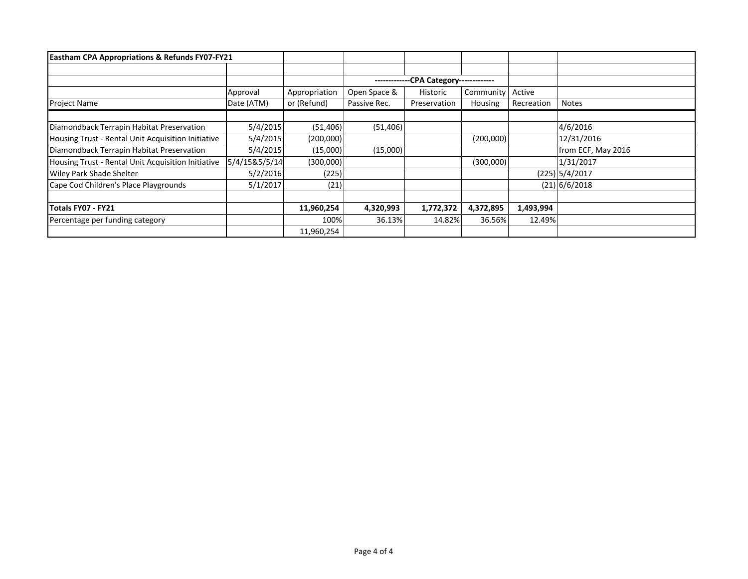| Eastham CPA Appropriations & Refunds FY07-FY21 | | | | | | | |
|---|---|---|---|---|---|---|---|
| | | | | | | | |
| | | | -------------CPA Category------------- | | | | |
| | Approval | Appropriation | Open Space & | Historic | Community | Active | |
| Project Name | Date (ATM) | or (Refund) | Passive Rec. | Preservation | Housing | Recreation | Notes |
| | | | | | | | |
| Diamondback Terrapin Habitat Preservation | 5/4/2015 | (51,406) | (51,406) | | | | 4/6/2016 |
| Housing Trust - Rental Unit Acquisition Initiative | 5/4/2015 | (200,000) | | | (200,000) | | 12/31/2016 |
| Diamondback Terrapin Habitat Preservation | 5/4/2015 | (15,000) | (15,000) | | | | from ECF, May 2016 |
| Housing Trust - Rental Unit Acquisition Initiative | 5/4/15&5/5/14 | (300,000) | | | (300,000) | | 1/31/2017 |
| Wiley Park Shade Shelter | 5/2/2016 | (225) | | | | (225) | 5/4/2017 |
| Cape Cod Children's Place Playgrounds | 5/1/2017 | (21) | | | | (21) | 6/6/2018 |
| | | | | | | | |
| **Totals FY07 - FY21** | | **11,960,254** | **4,320,993** | **1,772,372** | **4,372,895** | **1,493,994** | |
| Percentage per funding category | | 100% | 36.13% | 14.82% | 36.56% | 12.49% | |
| | | 11,960,254 | | | | | |